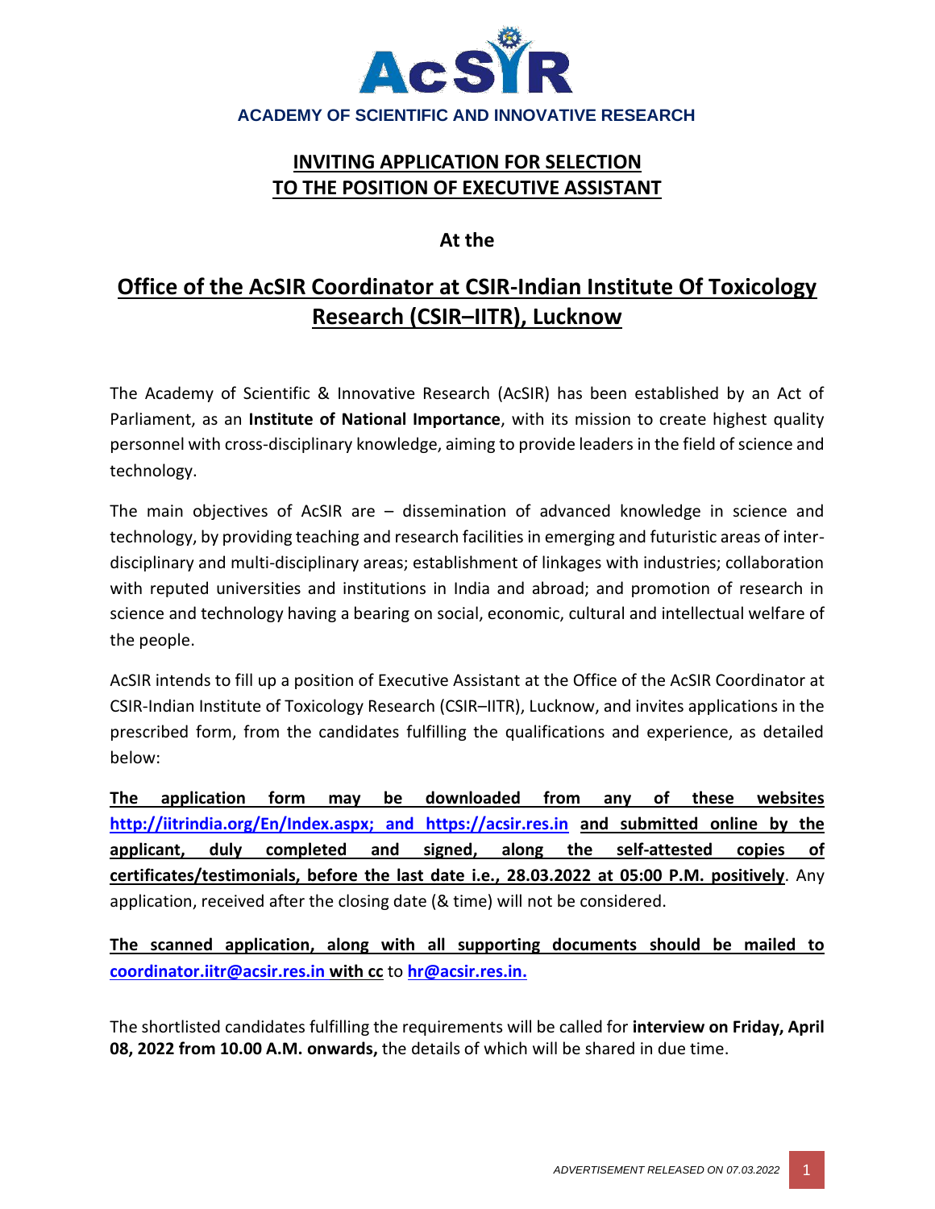**ACADEMY OF SCIENTIFIC AND INNOVATIVE RESEARCH**

# INVITING APPLICATION FOR SELECTION TO THE POSITION OF EXECUTIVE ASSISTANT

**At the**

## Office of the AcSIR Coordinator at CSIR-Indian Institute Of Toxicology Research (CSIR–IITR), Lucknow

The Academy of Scientific & Innovative Research (AcSIR) has been established by an Act of Parliament, as an **Institute of National Importance**, with its mission to create highest quality personnel with cross-disciplinary knowledge, aiming to provide leaders in the field of science and technology.

The main objectives of AcSIR are – dissemination of advanced knowledge in science and technology, by providing teaching and research facilities in emerging and futuristic areas of inter-disciplinary and multi-disciplinary areas; establishment of linkages with industries; collaboration with reputed universities and institutions in India and abroad; and promotion of research in science and technology having a bearing on social, economic, cultural and intellectual welfare of the people.

AcSIR intends to fill up a position of Executive Assistant at the Office of the AcSIR Coordinator at CSIR-Indian Institute of Toxicology Research (CSIR–IITR), Lucknow, and invites applications in the prescribed form, from the candidates fulfilling the qualifications and experience, as detailed below:

**The application form may be downloaded from any of these websites http://iitrindia.org/En/Index.aspx; and https://acsir.res.in and submitted online by the applicant, duly completed and signed, along the self-attested copies of certificates/testimonials, before the last date i.e., 28.03.2022 at 05:00 P.M. positively**. Any application, received after the closing date (& time) will not be considered.

**The scanned application, along with all supporting documents should be mailed to coordinator.iitr@acsir.res.in with cc** to **hr@acsir.res.in.**

The shortlisted candidates fulfilling the requirements will be called for **interview on Friday, April 08, 2022 from 10.00 A.M. onwards,** the details of which will be shared in due time.

*ADVERTISEMENT RELEASED ON 07.03.2022*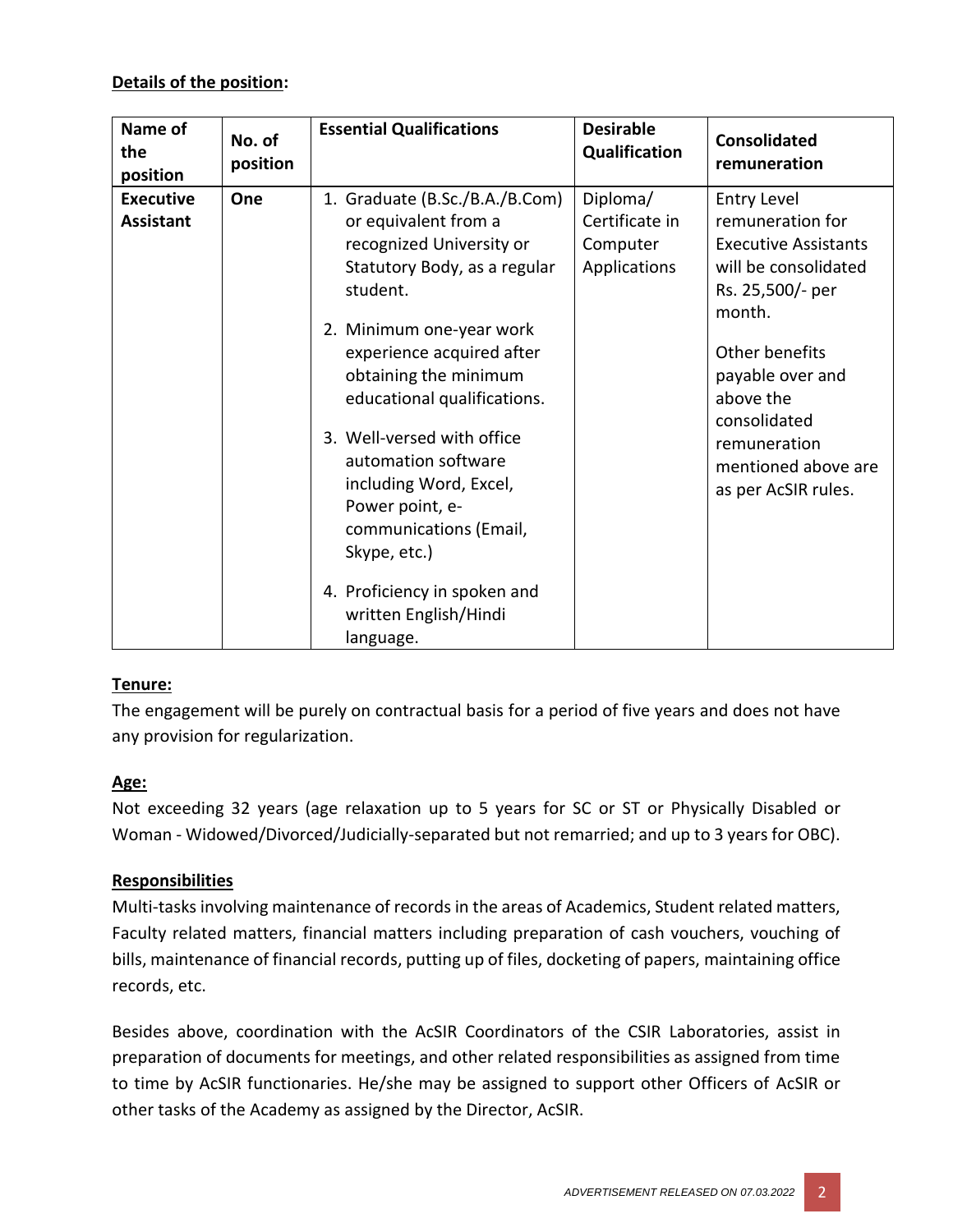**Details of the position:**

| Name of the position | No. of position | Essential Qualifications | Desirable Qualification | Consolidated remuneration |
|---|---|---|---|---|
| **Executive Assistant** | **One** | 1. Graduate (B.Sc./B.A./B.Com) or equivalent from a recognized University or Statutory Body, as a regular student.<br>2. Minimum one-year work experience acquired after obtaining the minimum educational qualifications.<br>3. Well-versed with office automation software including Word, Excel, Power point, e-communications (Email, Skype, etc.)<br>4. Proficiency in spoken and written English/Hindi language. | Diploma/ Certificate in Computer Applications | Entry Level remuneration for Executive Assistants will be consolidated Rs. 25,500/- per month.<br><br>Other benefits payable over and above the consolidated remuneration mentioned above are as per AcSIR rules. |

**Tenure:**

The engagement will be purely on contractual basis for a period of five years and does not have any provision for regularization.

**Age:**

Not exceeding 32 years (age relaxation up to 5 years for SC or ST or Physically Disabled or Woman - Widowed/Divorced/Judicially-separated but not remarried; and up to 3 years for OBC).

**Responsibilities**

Multi-tasks involving maintenance of records in the areas of Academics, Student related matters, Faculty related matters, financial matters including preparation of cash vouchers, vouching of bills, maintenance of financial records, putting up of files, docketing of papers, maintaining office records, etc.

Besides above, coordination with the AcSIR Coordinators of the CSIR Laboratories, assist in preparation of documents for meetings, and other related responsibilities as assigned from time to time by AcSIR functionaries. He/she may be assigned to support other Officers of AcSIR or other tasks of the Academy as assigned by the Director, AcSIR.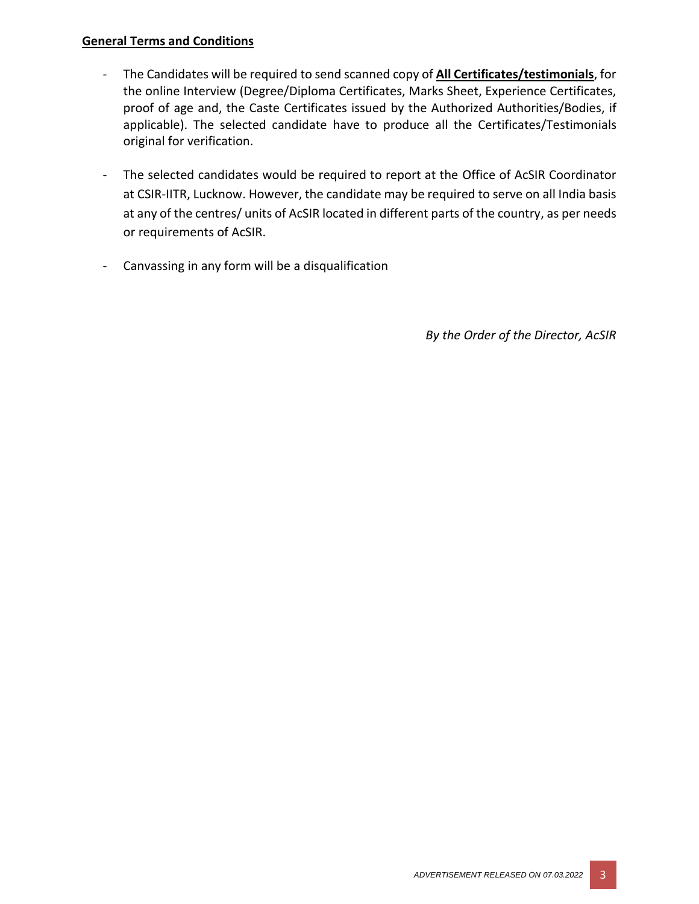**General Terms and Conditions**

- The Candidates will be required to send scanned copy of **All Certificates/testimonials**, for the online Interview (Degree/Diploma Certificates, Marks Sheet, Experience Certificates, proof of age and, the Caste Certificates issued by the Authorized Authorities/Bodies, if applicable). The selected candidate have to produce all the Certificates/Testimonials original for verification.

- The selected candidates would be required to report at the Office of AcSIR Coordinator at CSIR-IITR, Lucknow. However, the candidate may be required to serve on all India basis at any of the centres/ units of AcSIR located in different parts of the country, as per needs or requirements of AcSIR.

- Canvassing in any form will be a disqualification

*By the Order of the Director, AcSIR*